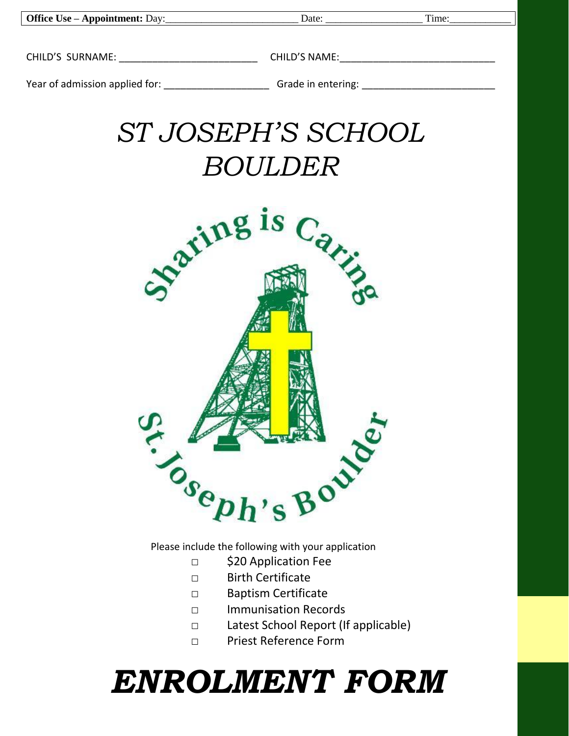**Office Use – Appointment:** Day:________________________ Date: _________________ Time:___________

CHILD'S SURNAME: ________________________ CHILD'S NAME:____________________________

Year of admission applied for: __________________ Grade in entering: _______________________

# *ST JOSEPH'S SCHOOL BOULDER*

Sharing is Caring

St. Joseph's Boulder

Please include the following with your application

- □ $20 Application Fee
- □ Birth Certificate
- □ Baptism Certificate
- □ Immunisation Records
- □ Latest School Report (If applicable)
- □ Priest Reference Form

# ***ENROLMENT FORM***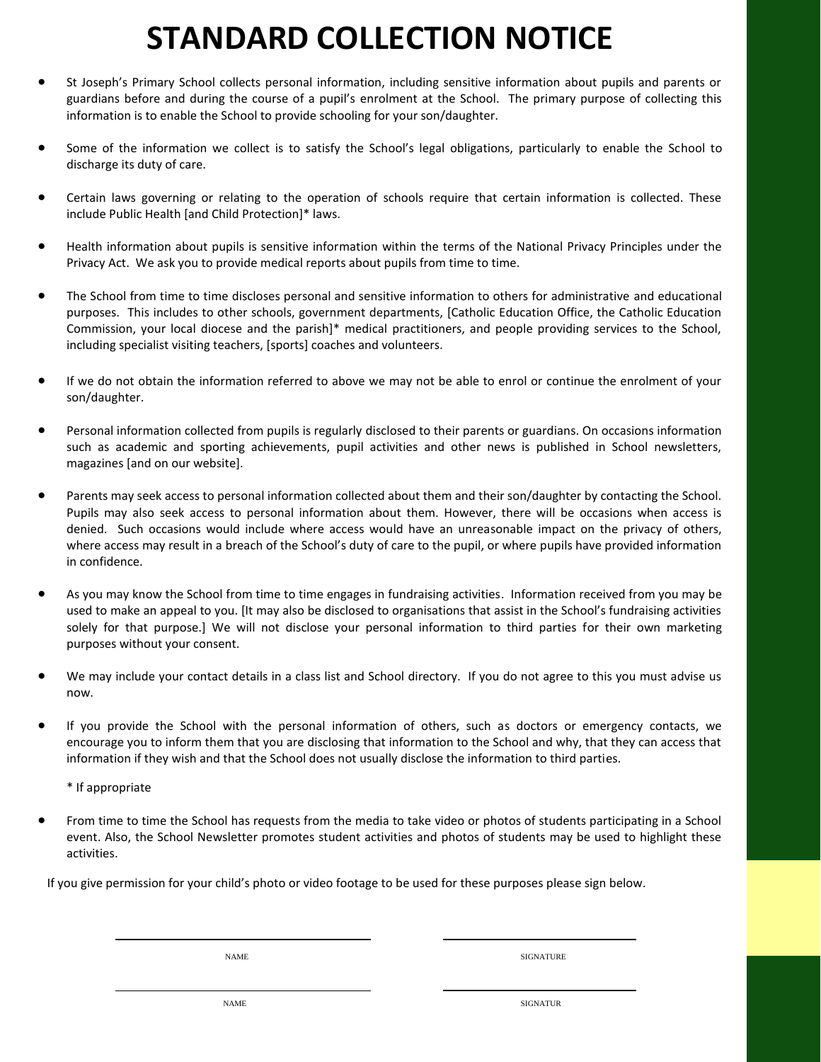# STANDARD COLLECTION NOTICE

- St Joseph's Primary School collects personal information, including sensitive information about pupils and parents or guardians before and during the course of a pupil's enrolment at the School. The primary purpose of collecting this information is to enable the School to provide schooling for your son/daughter.

- Some of the information we collect is to satisfy the School's legal obligations, particularly to enable the School to discharge its duty of care.

- Certain laws governing or relating to the operation of schools require that certain information is collected. These include Public Health [and Child Protection]* laws.

- Health information about pupils is sensitive information within the terms of the National Privacy Principles under the Privacy Act. We ask you to provide medical reports about pupils from time to time.

- The School from time to time discloses personal and sensitive information to others for administrative and educational purposes. This includes to other schools, government departments, [Catholic Education Office, the Catholic Education Commission, your local diocese and the parish]* medical practitioners, and people providing services to the School, including specialist visiting teachers, [sports] coaches and volunteers.

- If we do not obtain the information referred to above we may not be able to enrol or continue the enrolment of your son/daughter.

- Personal information collected from pupils is regularly disclosed to their parents or guardians. On occasions information such as academic and sporting achievements, pupil activities and other news is published in School newsletters, magazines [and on our website].

- Parents may seek access to personal information collected about them and their son/daughter by contacting the School. Pupils may also seek access to personal information about them. However, there will be occasions when access is denied. Such occasions would include where access would have an unreasonable impact on the privacy of others, where access may result in a breach of the School's duty of care to the pupil, or where pupils have provided information in confidence.

- As you may know the School from time to time engages in fundraising activities. Information received from you may be used to make an appeal to you. [It may also be disclosed to organisations that assist in the School's fundraising activities solely for that purpose.] We will not disclose your personal information to third parties for their own marketing purposes without your consent.

- We may include your contact details in a class list and School directory. If you do not agree to this you must advise us now.

- If you provide the School with the personal information of others, such as doctors or emergency contacts, we encourage you to inform them that you are disclosing that information to the School and why, that they can access that information if they wish and that the School does not usually disclose the information to third parties.

  \* If appropriate

- From time to time the School has requests from the media to take video or photos of students participating in a School event. Also, the School Newsletter promotes student activities and photos of students may be used to highlight these activities.

If you give permission for your child's photo or video footage to be used for these purposes please sign below.

NAME SIGNATURE

NAME SIGNATUR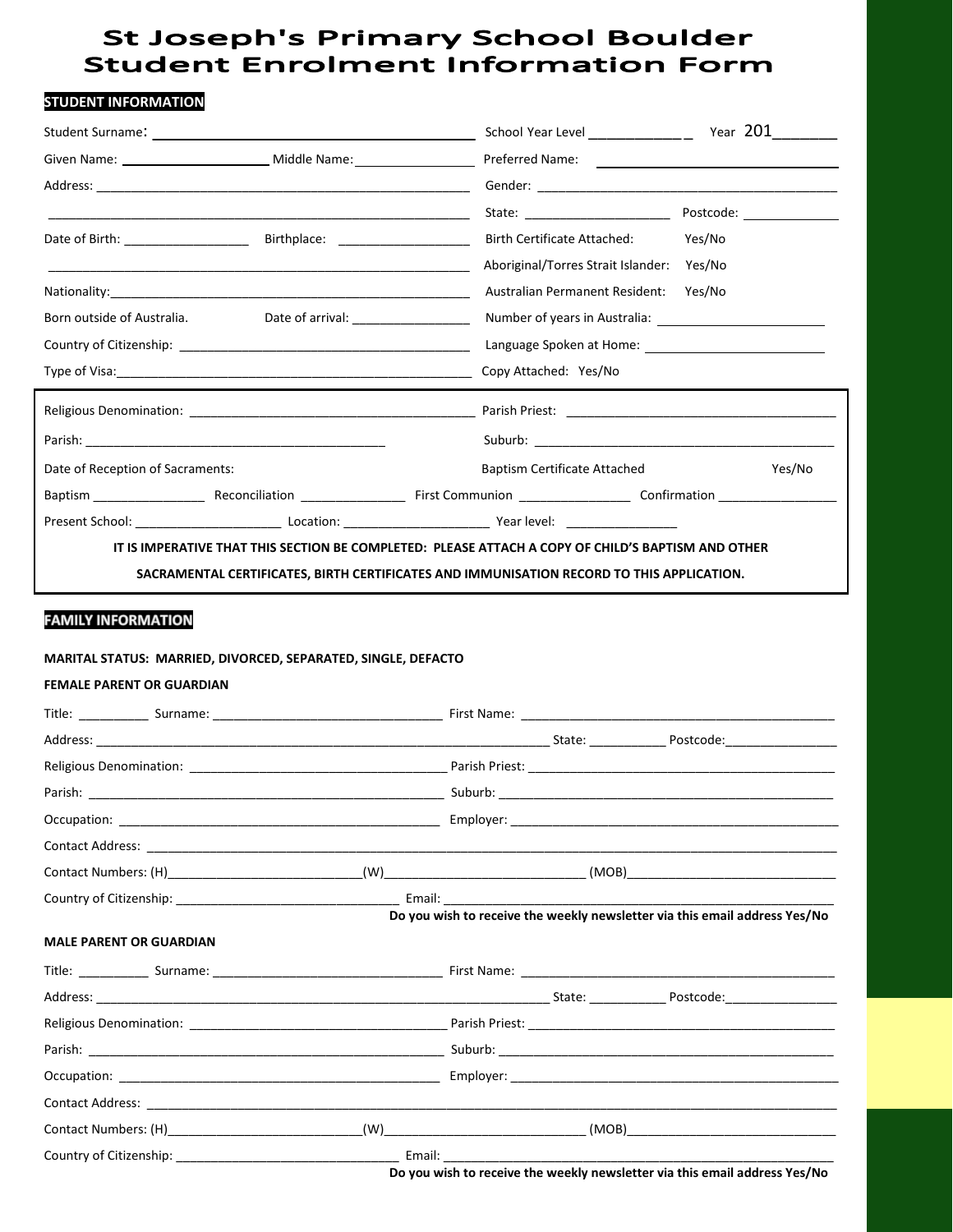# St Joseph's Primary School Boulder
# Student Enrolment Information Form

**STUDENT INFORMATION**

Student Surname: ____________________ School Year Level ____________ Year 201_______

Given Name: ____________________ Middle Name: ________________ Preferred Name: ____________________

Address: ____________________________________________ Gender: ____________________

____________________________________________ State: ____________________ Postcode: ____________

Date of Birth: _________________ Birthplace: __________________ Birth Certificate Attached: Yes/No

____________________________________________ Aboriginal/Torres Strait Islander: Yes/No

Nationality: ____________________________________________ Australian Permanent Resident: Yes/No

Born outside of Australia. Date of arrival: ________________ Number of years in Australia: ____________________

Country of Citizenship: ________________________________ Language Spoken at Home: ____________________

Type of Visa: ____________________________________________ Copy Attached: Yes/No

Religious Denomination: ________________________________ Parish Priest: ________________________________

Parish: ________________________________ Suburb: ________________________________

Date of Reception of Sacraments: Baptism Certificate Attached Yes/No

Baptism _______________ Reconciliation _______________ First Communion _______________ Confirmation _______________

Present School: ____________________ Location: ____________________ Year level: _______________

**IT IS IMPERATIVE THAT THIS SECTION BE COMPLETED: PLEASE ATTACH A COPY OF CHILD'S BAPTISM AND OTHER SACRAMENTAL CERTIFICATES, BIRTH CERTIFICATES AND IMMUNISATION RECORD TO THIS APPLICATION.**

**FAMILY INFORMATION**

**MARITAL STATUS: MARRIED, DIVORCED, SEPARATED, SINGLE, DEFACTO**

**FEMALE PARENT OR GUARDIAN**

Title: __________ Surname: ________________________________ First Name: ________________________________

Address: ____________________________________________ State: __________ Postcode: _______________

Religious Denomination: ________________________________ Parish Priest: ________________________________

Parish: ________________________________ Suburb: ________________________________

Occupation: ________________________________ Employer: ________________________________

Contact Address: ____________________________________________________________________

Contact Numbers: (H)__________________________(W)__________________________(MOB)__________________________

Country of Citizenship: ________________________________ Email: ________________________________

**Do you wish to receive the weekly newsletter via this email address Yes/No**

**MALE PARENT OR GUARDIAN**

Title: __________ Surname: ________________________________ First Name: ________________________________

Address: ____________________________________________ State: __________ Postcode: _______________

Religious Denomination: ________________________________ Parish Priest: ________________________________

Parish: ________________________________ Suburb: ________________________________

Occupation: ________________________________ Employer: ________________________________

Contact Address: ____________________________________________________________________

Contact Numbers: (H)__________________________(W)__________________________(MOB)__________________________

Country of Citizenship: ________________________________ Email: ________________________________

**Do you wish to receive the weekly newsletter via this email address Yes/No**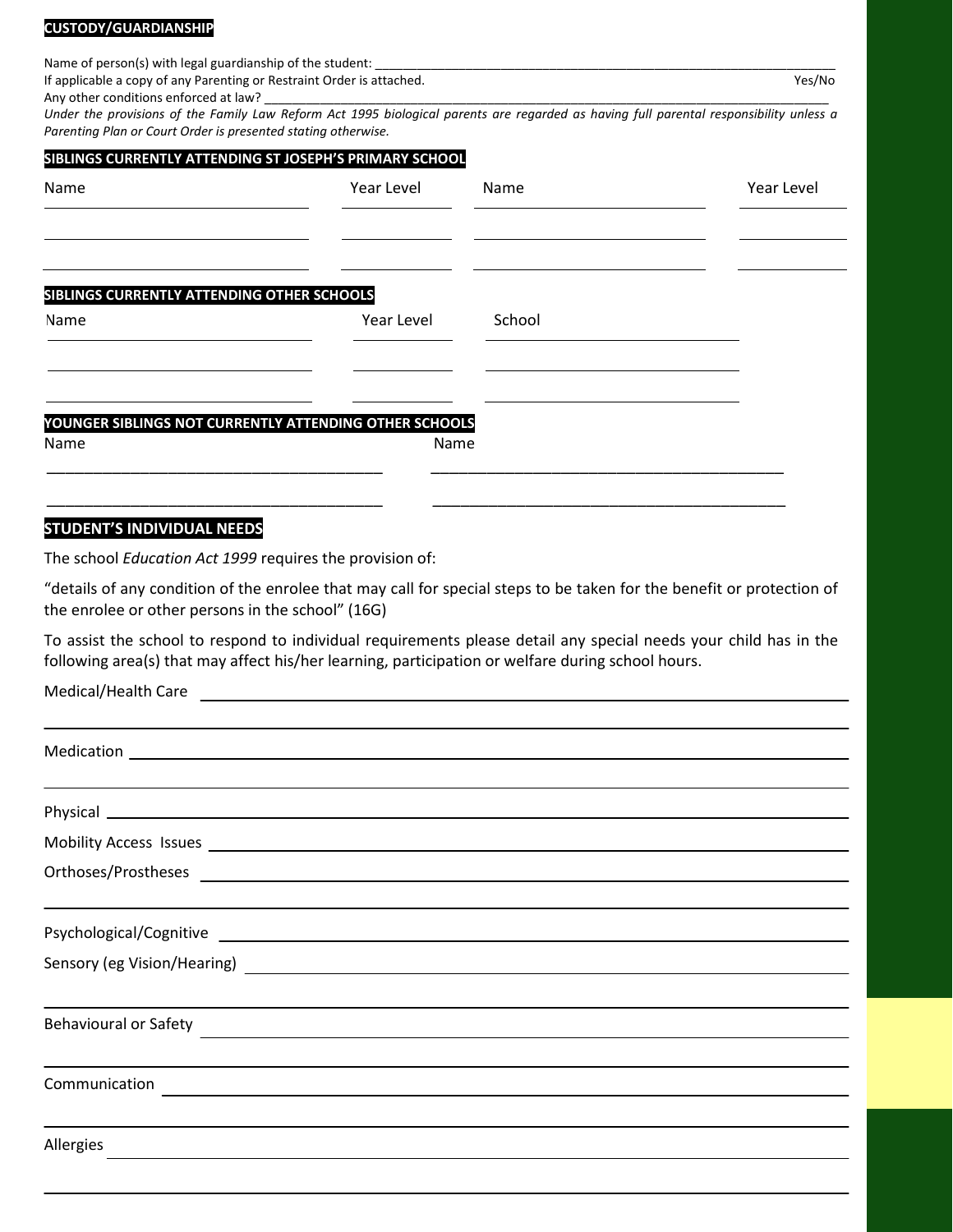## CUSTODY/GUARDIANSHIP

Name of person(s) with legal guardianship of the student: ___________________________________________

If applicable a copy of any Parenting or Restraint Order is attached. Yes/No

Any other conditions enforced at law? ___________________________________________

*Under the provisions of the Family Law Reform Act 1995 biological parents are regarded as having full parental responsibility unless a Parenting Plan or Court Order is presented stating otherwise.*

## SIBLINGS CURRENTLY ATTENDING ST JOSEPH'S PRIMARY SCHOOL

| Name | Year Level | Name | Year Level |
|---|---|---|---|
| | | | |
| | | | |
| | | | |

## SIBLINGS CURRENTLY ATTENDING OTHER SCHOOLS

| Name | Year Level | School |
|---|---|---|
| | | |
| | | |
| | | |

## YOUNGER SIBLINGS NOT CURRENTLY ATTENDING OTHER SCHOOLS

| Name | Name |
|---|---|
| | |
| | |

## STUDENT'S INDIVIDUAL NEEDS

The school *Education Act 1999* requires the provision of:

"details of any condition of the enrolee that may call for special steps to be taken for the benefit or protection of the enrolee or other persons in the school" (16G)

To assist the school to respond to individual requirements please detail any special needs your child has in the following area(s) that may affect his/her learning, participation or welfare during school hours.

Medical/Health Care ___________________________________________

Medication ___________________________________________

Physical ___________________________________________

Mobility Access Issues ___________________________________________

Orthoses/Prostheses ___________________________________________

Psychological/Cognitive ___________________________________________

Sensory (eg Vision/Hearing) ___________________________________________

Behavioural or Safety ___________________________________________

Communication ___________________________________________

Allergies ___________________________________________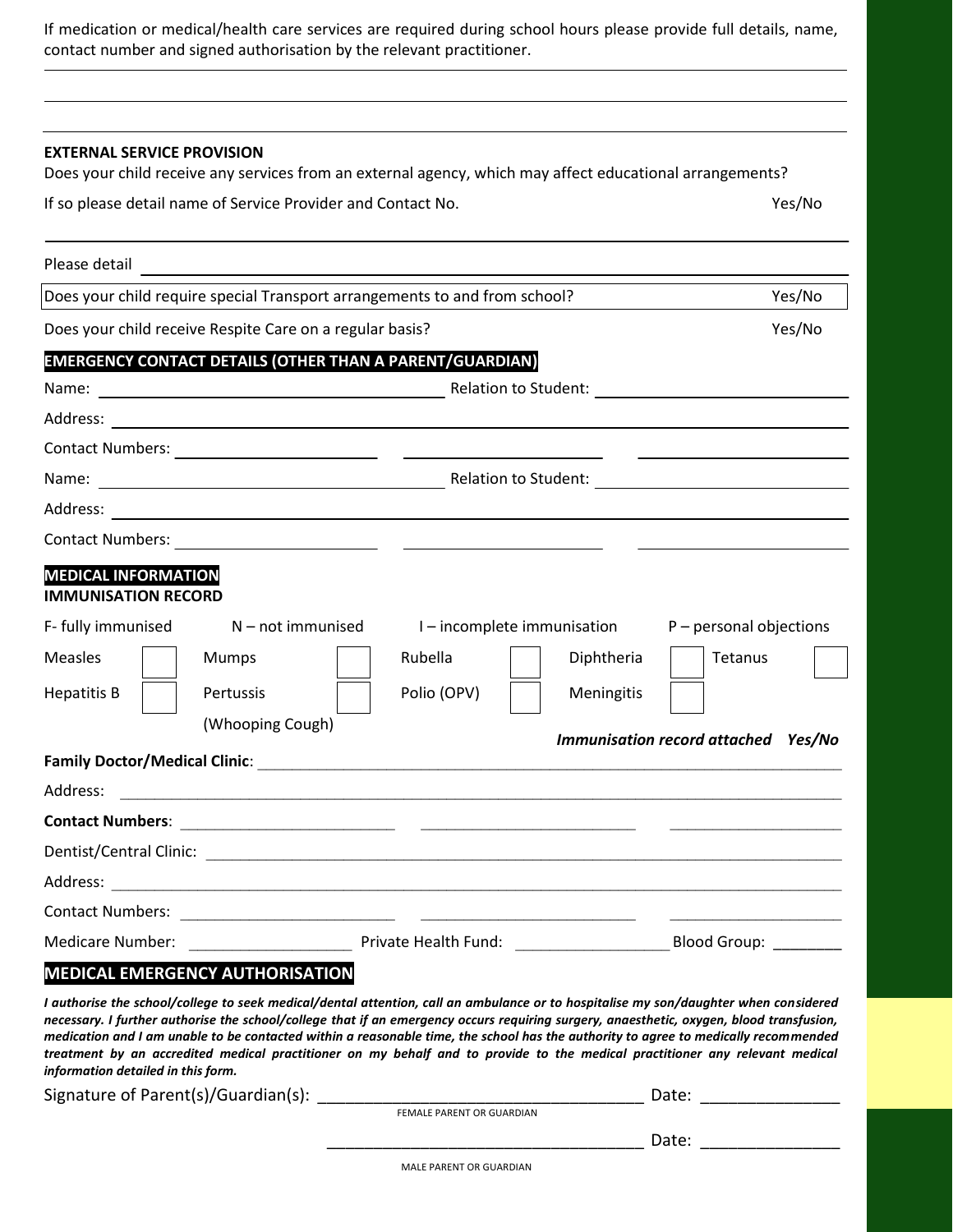If medication or medical/health care services are required during school hours please provide full details, name, contact number and signed authorisation by the relevant practitioner.

______________________________________________________________________________

______________________________________________________________________________

______________________________________________________________________________

**EXTERNAL SERVICE PROVISION**

Does your child receive any services from an external agency, which may affect educational arrangements?

If so please detail name of Service Provider and Contact No. Yes/No

______________________________________________________________________________

Please detail ______________________________________________________________________

Does your child require special Transport arrangements to and from school? Yes/No

Does your child receive Respite Care on a regular basis? Yes/No

## EMERGENCY CONTACT DETAILS (OTHER THAN A PARENT/GUARDIAN)

Name: ______________________________ Relation to Student: ______________________

Address: __________________________________________________________________

Contact Numbers: ____________________ ____________________ ____________________

Name: ______________________________ Relation to Student: ______________________

Address: __________________________________________________________________

Contact Numbers: ____________________ ____________________ ____________________

## MEDICAL INFORMATION

**IMMUNISATION RECORD**

F- fully immunised N – not immunised I – incomplete immunisation P – personal objections

| | | | | | | | | | |
|---|---|---|---|---|---|---|---|---|---|
| Measles | | Mumps | | Rubella | | Diphtheria | | Tetanus | |
| Hepatitis B | | Pertussis (Whooping Cough) | | Polio (OPV) | | Meningitis | | | |

***Immunisation record attached Yes/No***

**Family Doctor/Medical Clinic**: __________________________________________________

Address: __________________________________________________________________

**Contact Numbers**: ____________________ ____________________ ____________________

Dentist/Central Clinic: _______________________________________________________

Address: __________________________________________________________________

Contact Numbers: ____________________ ____________________ ____________________

Medicare Number: ________________ Private Health Fund: ________________ Blood Group: ________

## MEDICAL EMERGENCY AUTHORISATION

***I authorise the school/college to seek medical/dental attention, call an ambulance or to hospitalise my son/daughter when considered necessary. I further authorise the school/college that if an emergency occurs requiring surgery, anaesthetic, oxygen, blood transfusion, medication and I am unable to be contacted within a reasonable time, the school has the authority to agree to medically recommended treatment by an accredited medical practitioner on my behalf and to provide to the medical practitioner any relevant medical information detailed in this form.***

Signature of Parent(s)/Guardian(s): ________________________________ Date: _______________

FEMALE PARENT OR GUARDIAN

________________________________ Date: _______________

MALE PARENT OR GUARDIAN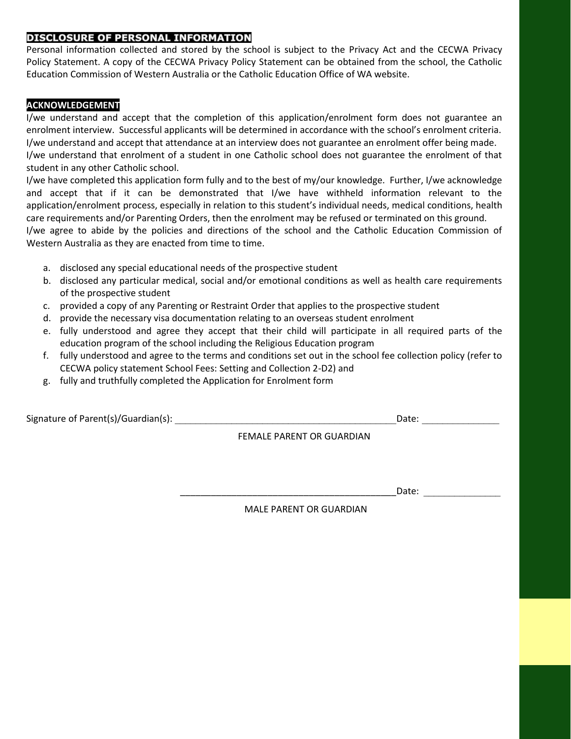## DISCLOSURE OF PERSONAL INFORMATION

Personal information collected and stored by the school is subject to the Privacy Act and the CECWA Privacy Policy Statement. A copy of the CECWA Privacy Policy Statement can be obtained from the school, the Catholic Education Commission of Western Australia or the Catholic Education Office of WA website.

## ACKNOWLEDGEMENT

I/we understand and accept that the completion of this application/enrolment form does not guarantee an enrolment interview. Successful applicants will be determined in accordance with the school's enrolment criteria.
I/we understand and accept that attendance at an interview does not guarantee an enrolment offer being made.
I/we understand that enrolment of a student in one Catholic school does not guarantee the enrolment of that student in any other Catholic school.
I/we have completed this application form fully and to the best of my/our knowledge. Further, I/we acknowledge and accept that if it can be demonstrated that I/we have withheld information relevant to the application/enrolment process, especially in relation to this student's individual needs, medical conditions, health care requirements and/or Parenting Orders, then the enrolment may be refused or terminated on this ground.
I/we agree to abide by the policies and directions of the school and the Catholic Education Commission of Western Australia as they are enacted from time to time.

a. disclosed any special educational needs of the prospective student
b. disclosed any particular medical, social and/or emotional conditions as well as health care requirements of the prospective student
c. provided a copy of any Parenting or Restraint Order that applies to the prospective student
d. provide the necessary visa documentation relating to an overseas student enrolment
e. fully understood and agree they accept that their child will participate in all required parts of the education program of the school including the Religious Education program
f. fully understood and agree to the terms and conditions set out in the school fee collection policy (refer to CECWA policy statement School Fees: Setting and Collection 2-D2) and
g. fully and truthfully completed the Application for Enrolment form

Signature of Parent(s)/Guardian(s): ____________________________________________ Date: _______________

FEMALE PARENT OR GUARDIAN

____________________________________________ Date: _______________

MALE PARENT OR GUARDIAN